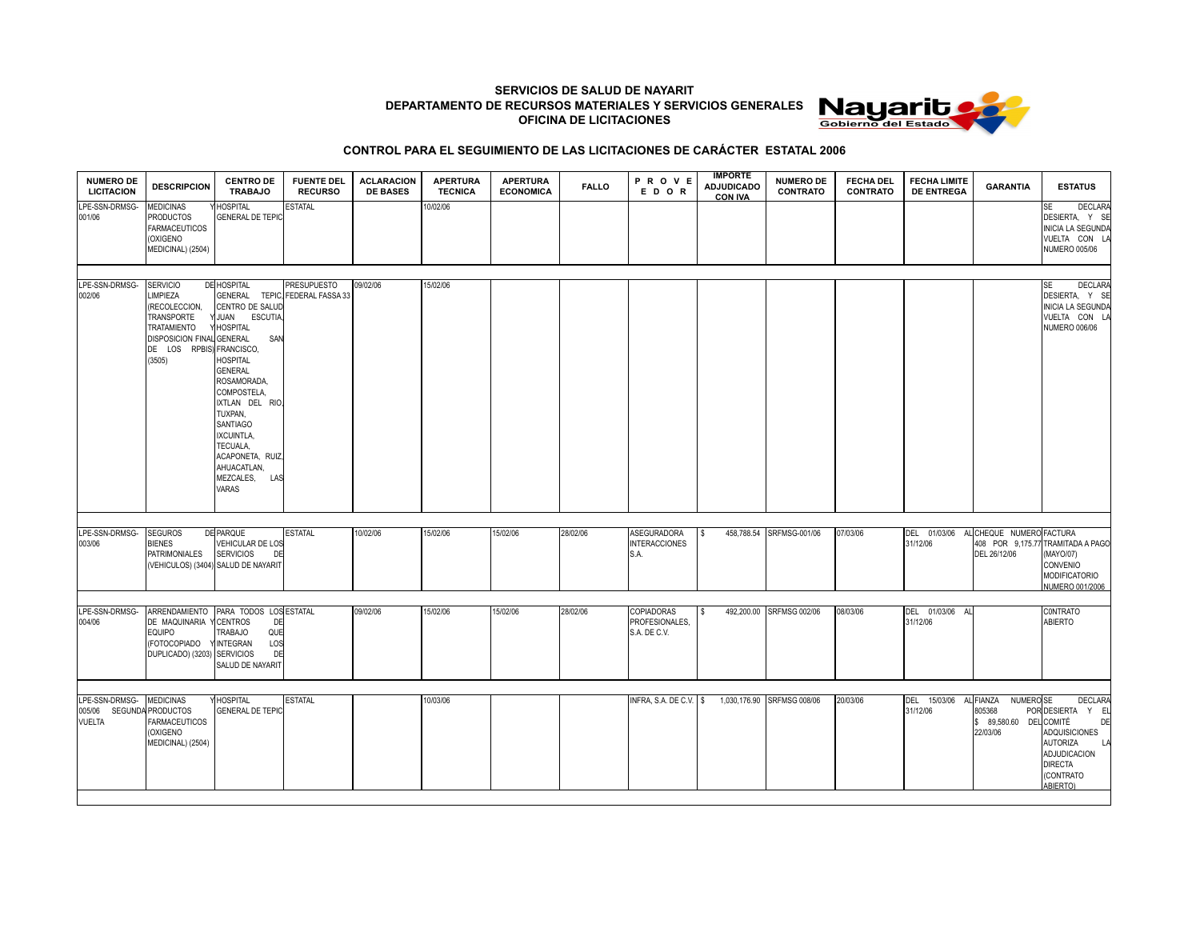**SERVICIOS DE SALUD DE NAYARIT**
**DEPARTAMENTO DE RECURSOS MATERIALES Y SERVICIOS GENERALES**
**OFICINA DE LICITACIONES**

## CONTROL PARA EL SEGUIMIENTO DE LAS LICITACIONES DE CARÁCTER ESTATAL 2006

| NUMERO DE LICITACION | DESCRIPCION | CENTRO DE TRABAJO | FUENTE DEL RECURSO | ACLARACION DE BASES | APERTURA TECNICA | APERTURA ECONOMICA | FALLO | PROVEEDOR | IMPORTE ADJUDICADO CON IVA | NUMERO DE CONTRATO | FECHA DEL CONTRATO | FECHA LIMITE DE ENTREGA | GARANTIA | ESTATUS |
|---|---|---|---|---|---|---|---|---|---|---|---|---|---|---|
| LPE-SSN-DRMSG-001/06 | MEDICINAS Y PRODUCTOS FARMACEUTICOS (OXIGENO MEDICINAL) (2504) | HOSPITAL GENERAL DE TEPIC | ESTATAL | | 10/02/06 | | | | | | | | | SE DECLARA DESIERTA, Y SE INICIA LA SEGUNDA VUELTA CON LA NUMERO 005/06 |
| LPE-SSN-DRMSG-002/06 | SERVICIO DE LIMPIEZA (RECOLECCION, TRANSPORTE Y TRATAMIENTO Y DISPOSICION FINAL DE LOS RPBIS) (3505) | HOSPITAL GENERAL TEPIC, CENTRO DE SALUD JUAN ESCUTIA, HOSPITAL GENERAL SAN FRANCISCO, HOSPITAL GENERAL ROSAMORADA, COMPOSTELA, IXTLAN DEL RIO, TUXPAN, SANTIAGO IXCUINTLA, TECUALA, ACAPONETA, RUIZ, AHUACATLAN, MEZCALES, LAS VARAS | PRESUPUESTO FEDERAL FASSA 33 | 09/02/06 | 15/02/06 | | | | | | | | | SE DECLARA DESIERTA, Y SE INICIA LA SEGUNDA VUELTA CON LA NUMERO 006/06 |
| LPE-SSN-DRMSG-003/06 | SEGUROS DE BIENES PATRIMONIALES (VEHICULOS) (3404) | PARQUE VEHICULAR DE LOS SERVICIOS DE SALUD DE NAYARIT | ESTATAL | 10/02/06 | 15/02/06 | 15/02/06 | 28/02/06 | ASEGURADORA INTERACCIONES S.A. | $ 458,788.54 | SRFMSG-001/06 | 07/03/06 | DEL 01/03/06 AL 31/12/06 | CHEQUE NUMERO 408 POR 9,175.77 DEL 26/12/06 | FACTURA TRAMITADA A PAGO (MAYO/07) CONVENIO MODIFICATORIO NUMERO 001/2006 |
| LPE-SSN-DRMSG-004/06 | ARRENDAMIENTO DE MAQUINARIA Y EQUIPO (FOTOCOPIADO Y DUPLICADO) (3203) | PARA TODOS LOS CENTROS DE TRABAJO QUE INTEGRAN LOS SERVICIOS DE SALUD DE NAYARIT | ESTATAL | 09/02/06 | 15/02/06 | 15/02/06 | 28/02/06 | COPIADORAS PROFESIONALES, S.A. DE C.V. | $ 492,200.00 | SRFMSG 002/06 | 08/03/06 | DEL 01/03/06 AL 31/12/06 | | CONTRATO ABIERTO |
| LPE-SSN-DRMSG-005/06 SEGUNDA VUELTA | MEDICINAS Y PRODUCTOS FARMACEUTICOS (OXIGENO MEDICINAL) (2504) | HOSPITAL GENERAL DE TEPIC | ESTATAL | | 10/03/06 | | | INFRA, S.A. DE C.V. | $ 1,030,176.90 | SRFMSG 008/06 | 20/03/06 | DEL 15/03/06 AL 31/12/06 | FIANZA NUMERO 805368 POR $ 89,580.60 DEL 22/03/06 | SE DECLARA DESIERTA Y EL COMITÉ DE ADQUISICIONES AUTORIZA LA ADJUDICACION DIRECTA (CONTRATO ABIERTO) |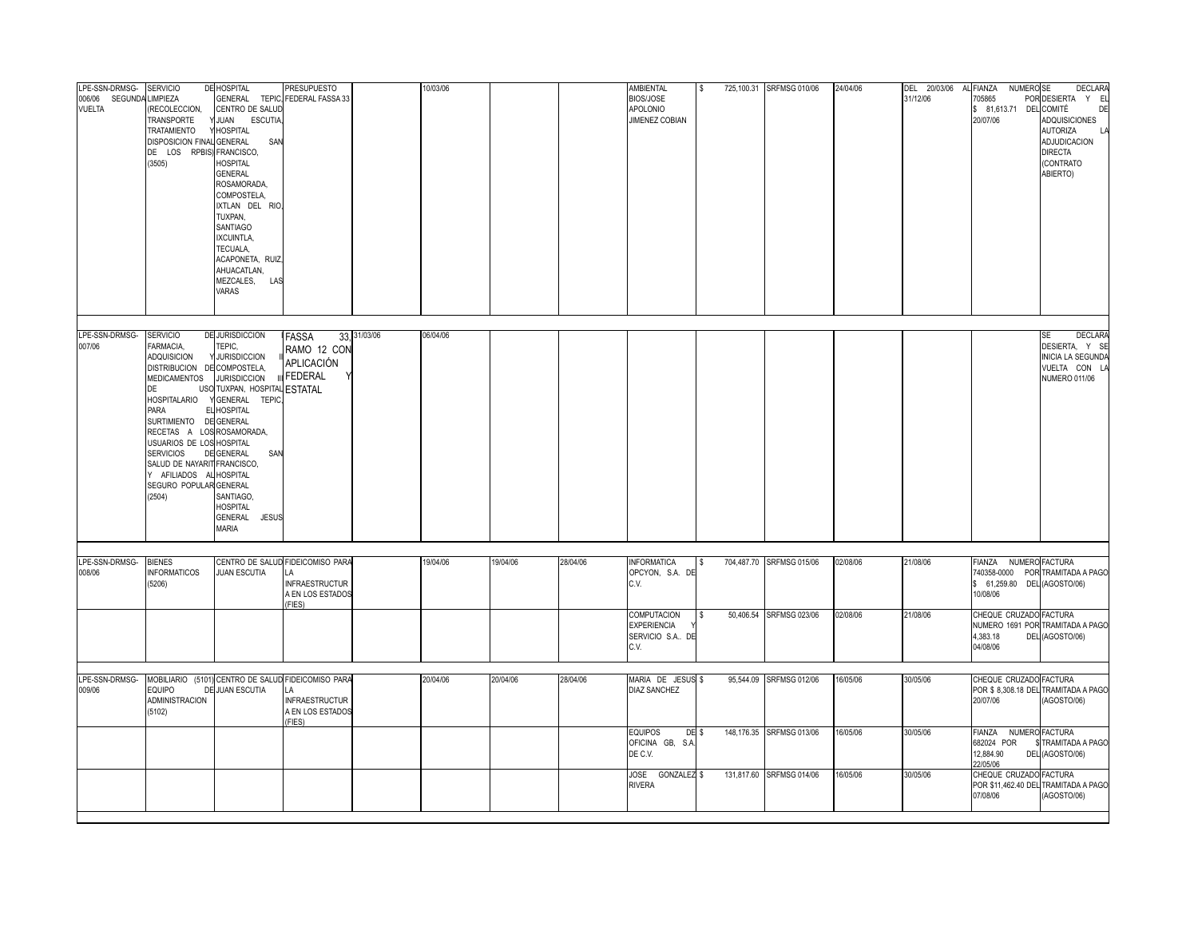| | | | | | | | | | | | | | | | |
|---|---|---|---|---|---|---|---|---|---|---|---|---|---|---|---|
| LPE-SSN-DRMSG-006/06 SEGUNDA VUELTA | SERVICIO DE LIMPIEZA (RECOLECCION, TRANSPORTE Y TRATAMIENTO Y DISPOSICION FINAL DE LOS RPBIS) (3505) | HOSPITAL GENERAL TEPIC, CENTRO DE SALUD JUAN ESCUTIA, HOSPITAL GENERAL SAN FRANCISCO, HOSPITAL GENERAL ROSAMORADA, COMPOSTELA, IXTLAN DEL RIO, TUXPAN, SANTIAGO IXCUINTLA, TECUALA, ACAPONETA, RUIZ, AHUACATLAN, MEZCALES, LAS VARAS | PRESUPUESTO FEDERAL FASSA 33 | | 10/03/06 | | | AMBIENTAL BIOS/JOSE APOLONIO JIMENEZ COBIAN | $ 725,100.31 | SRFMSG 010/06 | 24/04/06 | DEL 20/03/06 AL 31/12/06 | FIANZA NUMERO 705865 POR $ 81,613.71 DEL 20/07/06 | SE DECLARA DESIERTA Y EL COMITÉ DE ADQUISICIONES AUTORIZA LA ADJUDICACION DIRECTA (CONTRATO ABIERTO) |
| LPE-SSN-DRMSG-007/06 | SERVICIO DE FARMACIA, ADQUISICION Y DISTRIBUCION DE MEDICAMENTOS DE USO HOSPITALARIO Y PARA EL SURTIMIENTO DE RECETAS A LOS USUARIOS DE LOS SERVICIOS DE SALUD DE NAYARIT Y AFILIADOS AL SEGURO POPULAR (2504) | JURISDICCION TEPIC, JURISDICCION II COMPOSTELA, JURISDICCION III TUXPAN, HOSPITAL GENERAL TEPIC, EL HOSPITAL GENERAL ROSAMORADA, HOSPITAL GENERAL SAN FRANCISCO, HOSPITAL GENERAL SANTIAGO, HOSPITAL GENERAL JESUS MARIA | FASSA 33, RAMO 12 CON APLICACIÓN FEDERAL Y ESTATAL | 31/03/06 | 06/04/06 | | | | | | | | | SE DECLARA DESIERTA, Y SE INICIA LA SEGUNDA VUELTA CON LA NUMERO 011/06 |
| LPE-SSN-DRMSG-008/06 | BIENES INFORMATICOS (5206) | CENTRO DE SALUD JUAN ESCUTIA | FIDEICOMISO PARA LA INFRAESTRUCTURA EN LOS ESTADOS (FIES) | | 19/04/06 | 19/04/06 | 28/04/06 | INFORMATICA OPCYON, S.A. DE C.V. | $ 704,487.70 | SRFMSG 015/06 | 02/08/06 | 21/08/06 | FIANZA NUMERO 740358-0000 POR $ 61,259.80 DEL 10/08/06 | FACTURA TRAMITADA A PAGO (AGOSTO/06) |
| | | | | | | | | COMPUTACION Y EXPERIENCIA SERVICIO S.A.. DE C.V. | $ 50,406.54 | SRFMSG 023/06 | 02/08/06 | 21/08/06 | CHEQUE CRUZADO NUMERO 1691 POR 4,383.18 DEL 04/08/06 | FACTURA TRAMITADA A PAGO (AGOSTO/06) |
| LPE-SSN-DRMSG-009/06 | MOBILIARIO (5101) EQUIPO DE ADMINISTRACION (5102) | CENTRO DE SALUD JUAN ESCUTIA | FIDEICOMISO PARA LA INFRAESTRUCTURA EN LOS ESTADOS (FIES) | | 20/04/06 | 20/04/06 | 28/04/06 | MARIA DE JESUS DIAZ SANCHEZ | $ 95,544.09 | SRFMSG 012/06 | 16/05/06 | 30/05/06 | CHEQUE CRUZADO POR $ 8,308.18 DEL 20/07/06 | FACTURA TRAMITADA A PAGO (AGOSTO/06) |
| | | | | | | | | EQUIPOS DE OFICINA GB, S.A. DE C.V. | $ 148,176.35 | SRFMSG 013/06 | 16/05/06 | 30/05/06 | FIANZA NUMERO 682024 POR $ 12,884.90 DEL 22/05/06 | FACTURA TRAMITADA A PAGO (AGOSTO/06) |
| | | | | | | | | JOSE GONZALEZ RIVERA | $ 131,817.60 | SRFMSG 014/06 | 16/05/06 | 30/05/06 | CHEQUE CRUZADO POR $11,462.40 DEL 07/08/06 | FACTURA TRAMITADA A PAGO (AGOSTO/06) |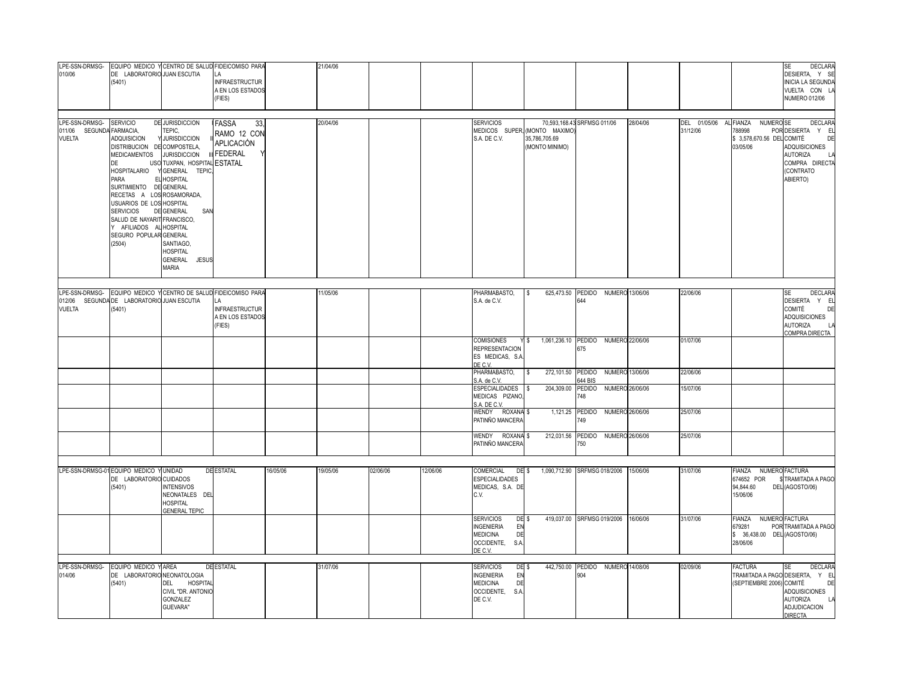| | | | | | | | | | | | | | | |
|---|---|---|---|---|---|---|---|---|---|---|---|---|---|---|
| LPE-SSN-DRMSG-010/06 | EQUIPO MEDICO Y DE LABORATORIO (5401) | CENTRO DE SALUD JUAN ESCUTIA | FIDEICOMISO PARA LA INFRAESTRUCTURA EN LOS ESTADOS (FIES) | | 21/04/06 | | | | | | | | | SE DECLARA DESIERTA, Y SE INICIA LA SEGUNDA VUELTA CON LA NUMERO 012/06 |
| LPE-SSN-DRMSG-011/06 SEGUNDA VUELTA | SERVICIO DE FARMACIA, ADQUISICION Y DISTRIBUCION DE MEDICAMENTOS DE USO HOSPITALARIO Y PARA EL SURTIMIENTO DE RECETAS A LOS USUARIOS DE LOS SERVICIOS DE SALUD DE NAYARIT Y AFILIADOS AL SEGURO POPULAR (2504) | JURISDICCION I TEPIC, JURISDICCION II COMPOSTELA, JURISDICCION III TUXPAN, HOSPITAL GENERAL TEPIC, HOSPITAL GENERAL ROSAMORADA, HOSPITAL GENERAL SAN FRANCISCO, HOSPITAL GENERAL SANTIAGO, HOSPITAL GENERAL JESUS MARIA | FASSA 33, RAMO 12 CON APLICACIÓN FEDERAL Y ESTATAL | | 20/04/06 | | | SERVICIOS MEDICOS SUPER, S.A. DE C.V. | 70,593,168.43 (MONTO MAXIMO) 35,786,705.69 (MONTO MINIMO) | SRFMSG 011/06 | 28/04/06 | DEL 01/05/06 AL 31/12/06 | FIANZA NUMERO 788998 POR $ 3,578,670.56 DEL 03/05/06 | SE DECLARA DESIERTA Y EL COMITÉ DE ADQUISICIONES AUTORIZA LA COMPRA DIRECTA (CONTRATO ABIERTO) |
| LPE-SSN-DRMSG-012/06 SEGUNDA VUELTA | EQUIPO MEDICO Y DE LABORATORIO (5401) | CENTRO DE SALUD JUAN ESCUTIA | FIDEICOMISO PARA LA INFRAESTRUCTURA EN LOS ESTADOS (FIES) | | 11/05/06 | | | PHARMABASTO, S.A. de C.V. | $ 625,473.50 | PEDIDO NUMERO 644 | 13/06/06 | 22/06/06 | | SE DECLARA DESIERTA Y EL COMITÉ DE ADQUISICIONES AUTORIZA LA COMPRA DIRECTA |
| | | | | | | | | COMISIONES Y REPRESENTACIONES MEDICAS, S.A. DE C.V. | $ 1,061,236.10 | PEDIDO NUMERO 675 | 22/06/06 | 01/07/06 | | |
| | | | | | | | | PHARMABASTO, S.A. de C.V. | $ 272,101.50 | PEDIDO NUMERO 644 BIS | 13/06/06 | 22/06/06 | | |
| | | | | | | | | ESPECIALIDADES MEDICAS PIZANO, S.A. DE C.V. | $ 204,309.00 | PEDIDO NUMERO 748 | 26/06/06 | 15/07/06 | | |
| | | | | | | | | WENDY ROXANA PATIÑÑO MANCERA | $ 1,121.25 | PEDIDO NUMERO 749 | 26/06/06 | 25/07/06 | | |
| | | | | | | | | WENDY ROXANA PATIÑÑO MANCERA | $ 212,031.56 | PEDIDO NUMERO 750 | 26/06/06 | 25/07/06 | | |
| LPE-SSN-DRMSG-01 | EQUIPO MEDICO Y DE LABORATORIO (5401) | UNIDAD DE CUIDADOS INTENSIVOS NEONATALES DEL HOSPITAL GENERAL TEPIC | ESTATAL | 16/05/06 | 19/05/06 | 02/06/06 | 12/06/06 | COMERCIAL DE ESPECIALIDADES MEDICAS, S.A. DE C.V. | $ 1,090,712.90 | SRFMSG 018/2006 | 15/06/06 | 31/07/06 | FIANZA NUMERO 674652 POR $ 94,844.60 DEL 15/06/06 | FACTURA TRAMITADA A PAGO (AGOSTO/06) |
| | | | | | | | | SERVICIOS DE INGENIERIA EN MEDICINA DE OCCIDENTE, S.A. DE C.V. | $ 419,037.00 | SRFMSG 019/2006 | 16/06/06 | 31/07/06 | FIANZA NUMERO 679281 POR $ 36,438.00 DEL 28/06/06 | FACTURA TRAMITADA A PAGO (AGOSTO/06) |
| LPE-SSN-DRMSG-014/06 | EQUIPO MEDICO Y DE LABORATORIO (5401) | AREA DE NEONATOLOGIA DEL HOSPITAL CIVIL "DR. ANTONIO GONZALEZ GUEVARA" | ESTATAL | | 31/07/06 | | | SERVICIOS DE INGENIERIA EN MEDICINA DE OCCIDENTE, S.A. DE C.V. | $ 442,750.00 | PEDIDO NUMERO 904 | 14/08/06 | 02/09/06 | FACTURA TRAMITADA A PAGO (SEPTIEMBRE 2006) | SE DECLARA DESIERTA, Y EL COMITÉ DE ADQUISICIONES AUTORIZA LA ADJUDICACION DIRECTA |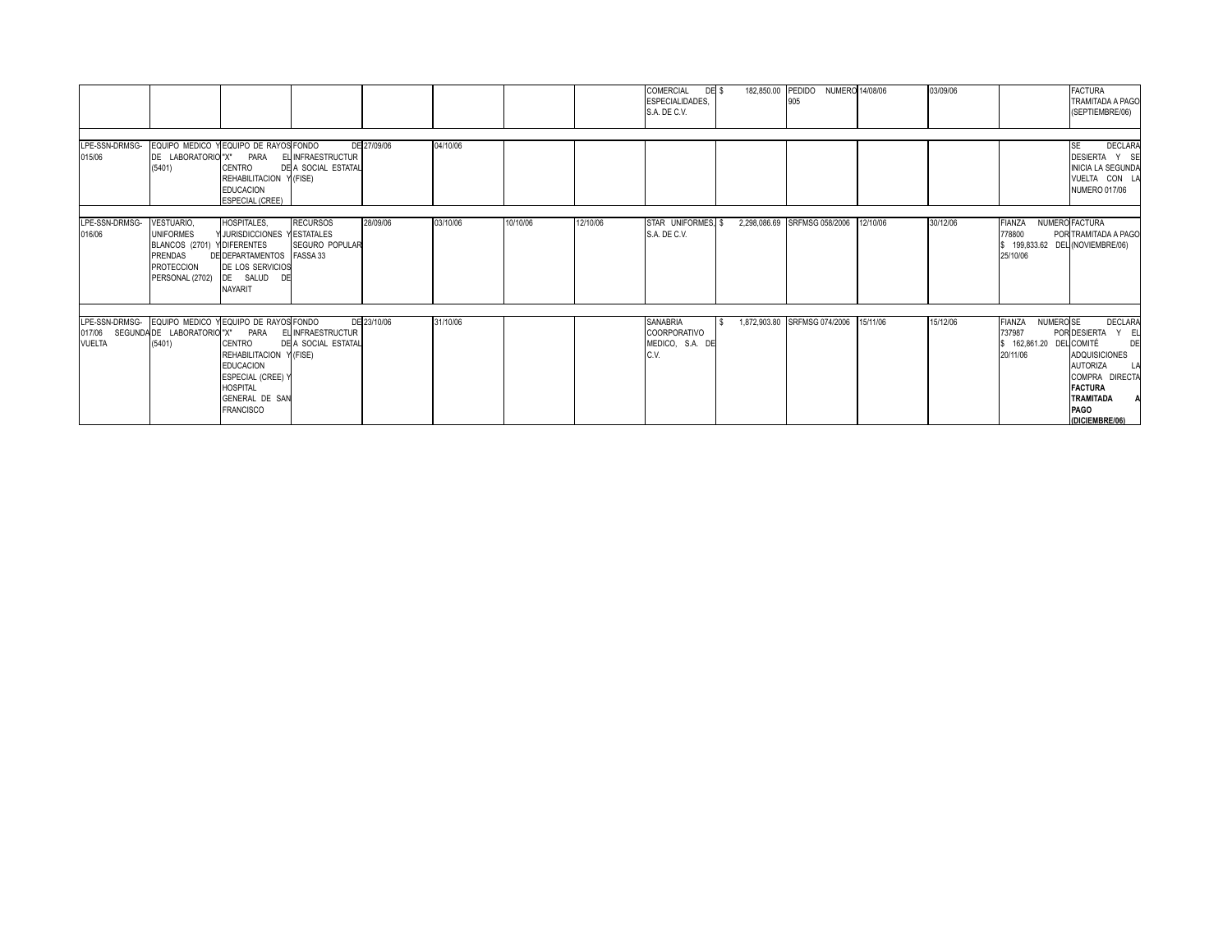| | | | | | | | | | | | | | | |
|---|---|---|---|---|---|---|---|---|---|---|---|---|---|---|
| | | | | | | | | COMERCIAL DE ESPECIALIDADES, S.A. DE C.V. | $ 182,850.00 | PEDIDO NUMERO 905 | 14/08/06 | 03/09/06 | | FACTURA TRAMITADA A PAGO (SEPTIEMBRE/06) |
| LPE-SSN-DRMSG-015/06 | EQUIPO MEDICO Y DE LABORATORIO (5401) | EQUIPO DE RAYOS "X" PARA EL CENTRO DE REHABILITACION Y EDUCACION ESPECIAL (CREE) | FONDO DE INFRAESTRUCTURA SOCIAL ESTATAL (FISE) | 27/09/06 | 04/10/06 | | | | | | | | | SE DECLARA DESIERTA Y SE INICIA LA SEGUNDA VUELTA CON LA NUMERO 017/06 |
| LPE-SSN-DRMSG-016/06 | VESTUARIO, UNIFORMES Y BLANCOS (2701) Y PRENDAS DE PROTECCION PERSONAL (2702) | HOSPITALES, JURISDICCIONES Y DIFERENTES DEPARTAMENTOS DE LOS SERVICIOS DE SALUD DE NAYARIT | RECURSOS ESTATALES SEGURO POPULAR FASSA 33 | 28/09/06 | 03/10/06 | 10/10/06 | 12/10/06 | STAR UNIFORMES, S.A. DE C.V. | $ 2,298,086.69 | SRFMSG 058/2006 | 12/10/06 | 30/12/06 | FIANZA NUMERO 778800 POR $ 199,833.62 DEL 25/10/06 | FACTURA TRAMITADA A PAGO (NOVIEMBRE/06) |
| LPE-SSN-DRMSG-017/06 SEGUNDA VUELTA | EQUIPO MEDICO Y DE LABORATORIO (5401) | EQUIPO DE RAYOS "X" PARA EL CENTRO DE REHABILITACION Y EDUCACION ESPECIAL (CREE) Y HOSPITAL GENERAL DE SAN FRANCISCO | FONDO DE INFRAESTRUCTURA SOCIAL ESTATAL (FISE) | 23/10/06 | 31/10/06 | | | SANABRIA COORPORATIVO MEDICO, S.A. DE C.V. | $ 1,872,903.80 | SRFMSG 074/2006 | 15/11/06 | 15/12/06 | FIANZA NUMERO 737987 POR $ 162,861.20 DEL 20/11/06 | SE DECLARA DESIERTA Y EL COMITÉ DE ADQUISICIONES AUTORIZA LA COMPRA DIRECTA **FACTURA TRAMITADA A PAGO (DICIEMBRE/06)** |